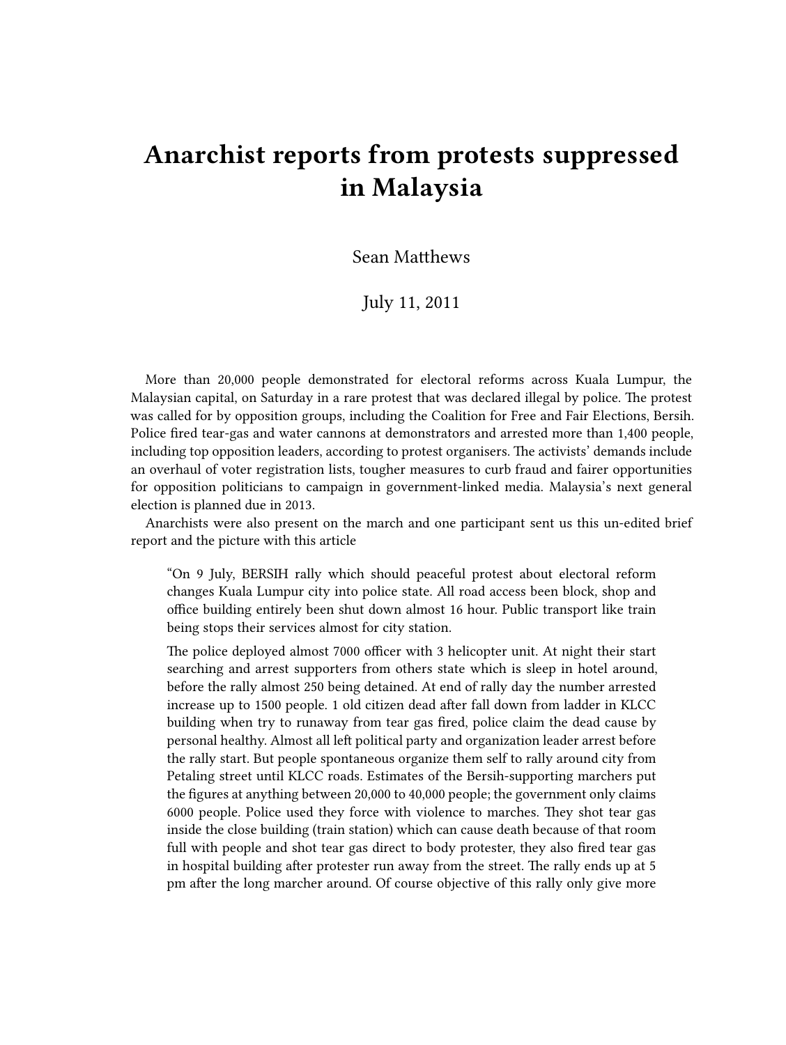# Anarchist reports from protests suppressed in Malaysia

Sean Matthews

July 11, 2011

More than 20,000 people demonstrated for electoral reforms across Kuala Lumpur, the Malaysian capital, on Saturday in a rare protest that was declared illegal by police. The protest was called for by opposition groups, including the Coalition for Free and Fair Elections, Bersih. Police fired tear-gas and water cannons at demonstrators and arrested more than 1,400 people, including top opposition leaders, according to protest organisers. The activists' demands include an overhaul of voter registration lists, tougher measures to curb fraud and fairer opportunities for opposition politicians to campaign in government-linked media. Malaysia's next general election is planned due in 2013.

Anarchists were also present on the march and one participant sent us this un-edited brief report and the picture with this article

> "On 9 July, BERSIH rally which should peaceful protest about electoral reform changes Kuala Lumpur city into police state. All road access been block, shop and office building entirely been shut down almost 16 hour. Public transport like train being stops their services almost for city station.
>
> The police deployed almost 7000 officer with 3 helicopter unit. At night their start searching and arrest supporters from others state which is sleep in hotel around, before the rally almost 250 being detained. At end of rally day the number arrested increase up to 1500 people. 1 old citizen dead after fall down from ladder in KLCC building when try to runaway from tear gas fired, police claim the dead cause by personal healthy. Almost all left political party and organization leader arrest before the rally start. But people spontaneous organize them self to rally around city from Petaling street until KLCC roads. Estimates of the Bersih-supporting marchers put the figures at anything between 20,000 to 40,000 people; the government only claims 6000 people. Police used they force with violence to marches. They shot tear gas inside the close building (train station) which can cause death because of that room full with people and shot tear gas direct to body protester, they also fired tear gas in hospital building after protester run away from the street. The rally ends up at 5 pm after the long marcher around. Of course objective of this rally only give more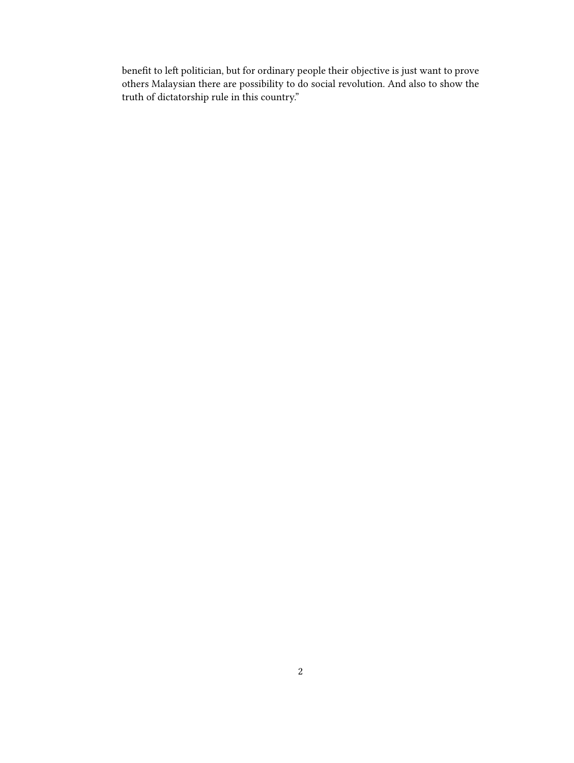benefit to left politician, but for ordinary people their objective is just want to prove others Malaysian there are possibility to do social revolution. And also to show the truth of dictatorship rule in this country."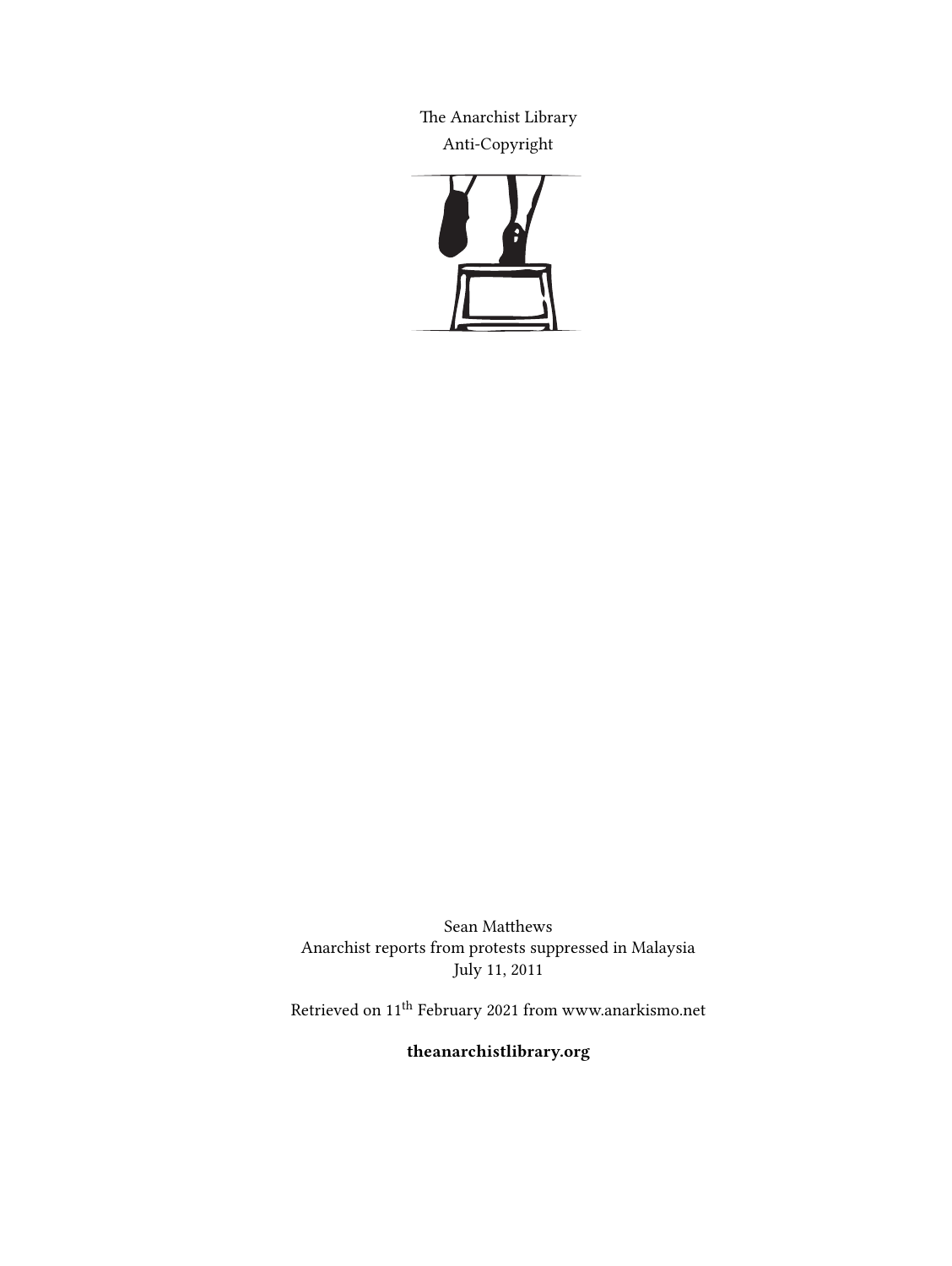The Anarchist Library
Anti-Copyright

Sean Matthews
Anarchist reports from protests suppressed in Malaysia
July 11, 2011

Retrieved on 11th February 2021 from www.anarkismo.net

**theanarchistlibrary.org**